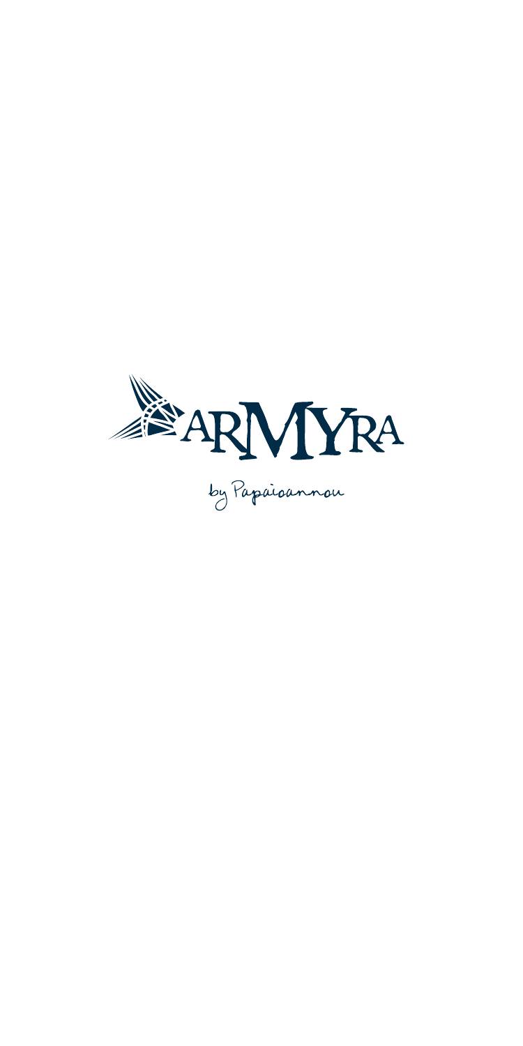ARMYRA

by Papaioannou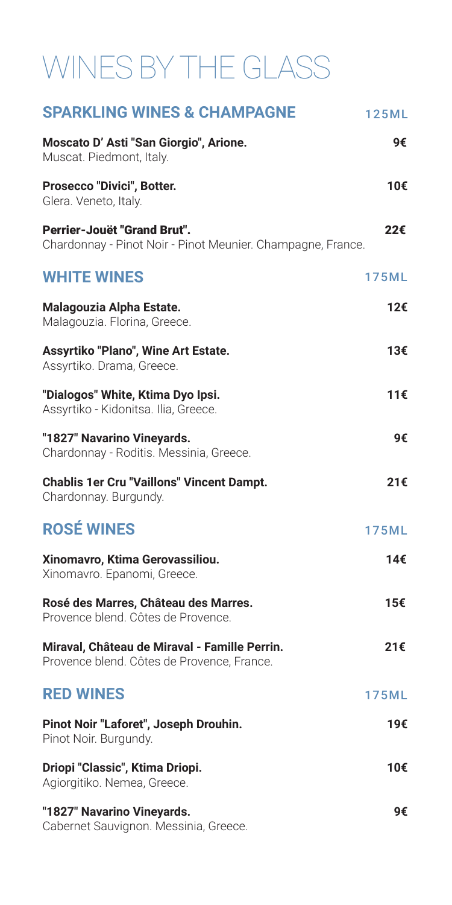# WINES BY THE GLASS

## SPARKLING WINES & CHAMPAGNE — 125ML

**Moscato D' Asti "San Giorgio", Arione.** — **9€**
Muscat. Piedmont, Italy.

**Prosecco "Divici", Botter.** — **10€**
Glera. Veneto, Italy.

**Perrier-Jouët "Grand Brut".** — **22€**
Chardonnay - Pinot Noir - Pinot Meunier. Champagne, France.

## WHITE WINES — 175ML

**Malagouzia Alpha Estate.** — **12€**
Malagouzia. Florina, Greece.

**Assyrtiko "Plano", Wine Art Estate.** — **13€**
Assyrtiko. Drama, Greece.

**"Dialogos" White, Ktima Dyo Ipsi.** — **11€**
Assyrtiko - Kidonitsa. Ilia, Greece.

**"1827" Navarino Vineyards.** — **9€**
Chardonnay - Roditis. Messinia, Greece.

**Chablis 1er Cru "Vaillons" Vincent Dampt.** — **21€**
Chardonnay. Burgundy.

## ROSÉ WINES — 175ML

**Xinomavro, Ktima Gerovassiliou.** — **14€**
Xinomavro. Epanomi, Greece.

**Rosé des Marres, Château des Marres.** — **15€**
Provence blend. Côtes de Provence.

**Miraval, Château de Miraval - Famille Perrin.** — **21€**
Provence blend. Côtes de Provence, France.

## RED WINES — 175ML

**Pinot Noir "Laforet", Joseph Drouhin.** — **19€**
Pinot Noir. Burgundy.

**Driopi "Classic", Ktima Driopi.** — **10€**
Agiorgitiko. Nemea, Greece.

**"1827" Navarino Vineyards.** — **9€**
Cabernet Sauvignon. Messinia, Greece.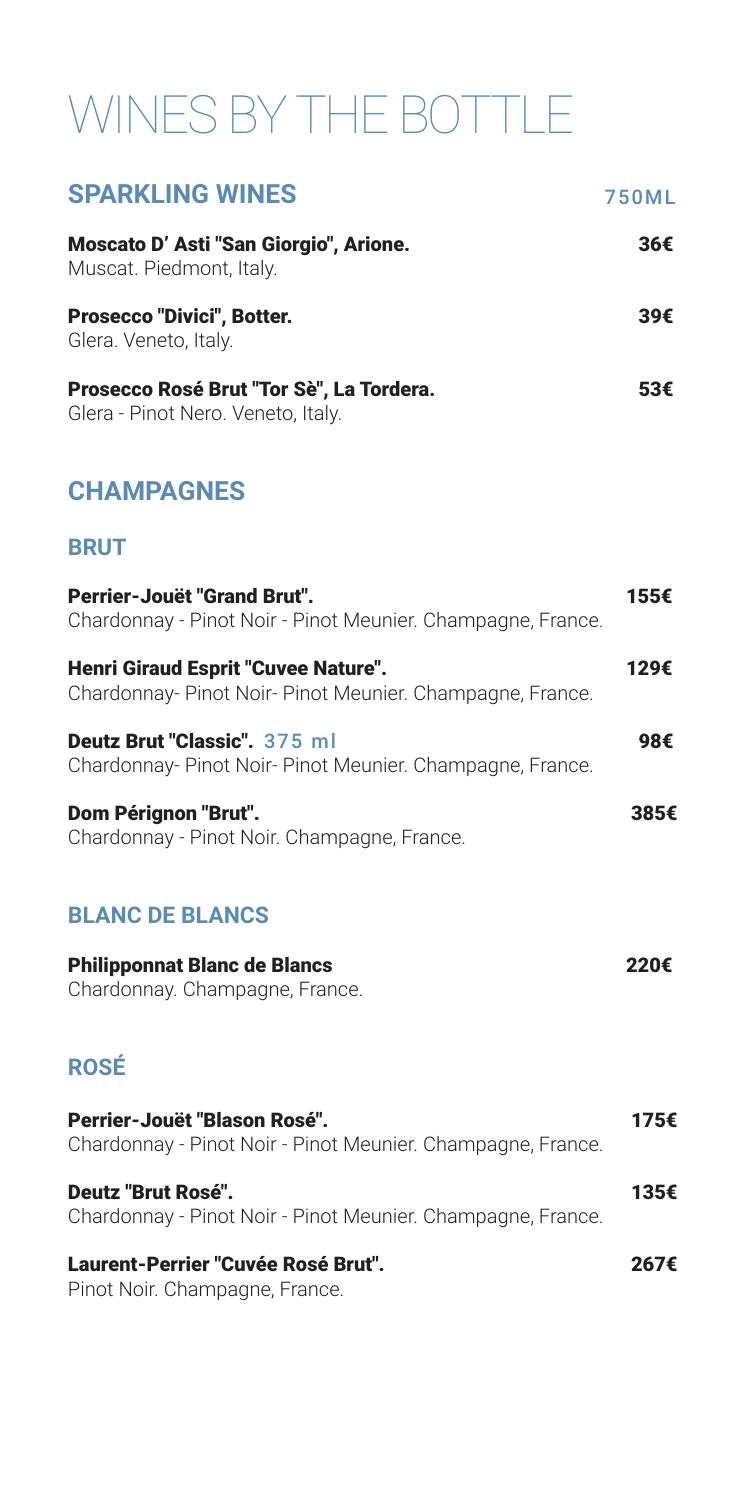# WINES BY THE BOTTLE

## SPARKLING WINES

750ML

**Moscato D' Asti "San Giorgio", Arione.** 36€
Muscat. Piedmont, Italy.

**Prosecco "Divici", Botter.** 39€
Glera. Veneto, Italy.

**Prosecco Rosé Brut "Tor Sè", La Tordera.** 53€
Glera - Pinot Nero. Veneto, Italy.

## CHAMPAGNES

### BRUT

**Perrier-Jouët "Grand Brut".** 155€
Chardonnay - Pinot Noir - Pinot Meunier. Champagne, France.

**Henri Giraud Esprit "Cuvee Nature".** 129€
Chardonnay- Pinot Noir- Pinot Meunier. Champagne, France.

**Deutz Brut "Classic".** 375 ml 98€
Chardonnay- Pinot Noir- Pinot Meunier. Champagne, France.

**Dom Pérignon "Brut".** 385€
Chardonnay - Pinot Noir. Champagne, France.

### BLANC DE BLANCS

**Philipponnat Blanc de Blancs** 220€
Chardonnay. Champagne, France.

### ROSÉ

**Perrier-Jouët "Blason Rosé".** 175€
Chardonnay - Pinot Noir - Pinot Meunier. Champagne, France.

**Deutz "Brut Rosé".** 135€
Chardonnay - Pinot Noir - Pinot Meunier. Champagne, France.

**Laurent-Perrier "Cuvée Rosé Brut".** 267€
Pinot Noir. Champagne, France.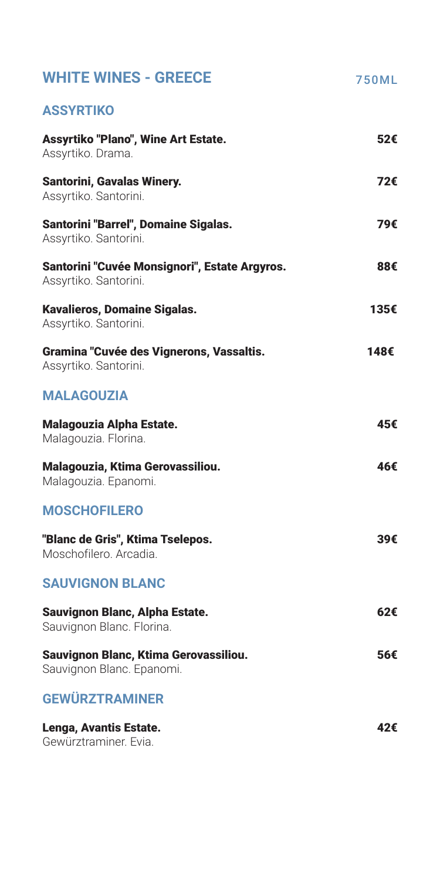## WHITE WINES - GREECE

750ML

### ASSYRTIKO

**Assyrtiko "Plano", Wine Art Estate.** 52€
Assyrtiko. Drama.

**Santorini, Gavalas Winery.** 72€
Assyrtiko. Santorini.

**Santorini "Barrel", Domaine Sigalas.** 79€
Assyrtiko. Santorini.

**Santorini "Cuvée Monsignori", Estate Argyros.** 88€
Assyrtiko. Santorini.

**Kavalieros, Domaine Sigalas.** 135€
Assyrtiko. Santorini.

**Gramina "Cuvée des Vignerons, Vassaltis.** 148€
Assyrtiko. Santorini.

### MALAGOUZIA

**Malagouzia Alpha Estate.** 45€
Malagouzia. Florina.

**Malagouzia, Ktima Gerovassiliou.** 46€
Malagouzia. Epanomi.

### MOSCHOFILERO

**"Blanc de Gris", Ktima Tselepos.** 39€
Moschofilero. Arcadia.

### SAUVIGNON BLANC

**Sauvignon Blanc, Alpha Estate.** 62€
Sauvignon Blanc. Florina.

**Sauvignon Blanc, Ktima Gerovassiliou.** 56€
Sauvignon Blanc. Epanomi.

### GEWÜRZTRAMINER

**Lenga, Avantis Estate.** 42€
Gewürztraminer. Evia.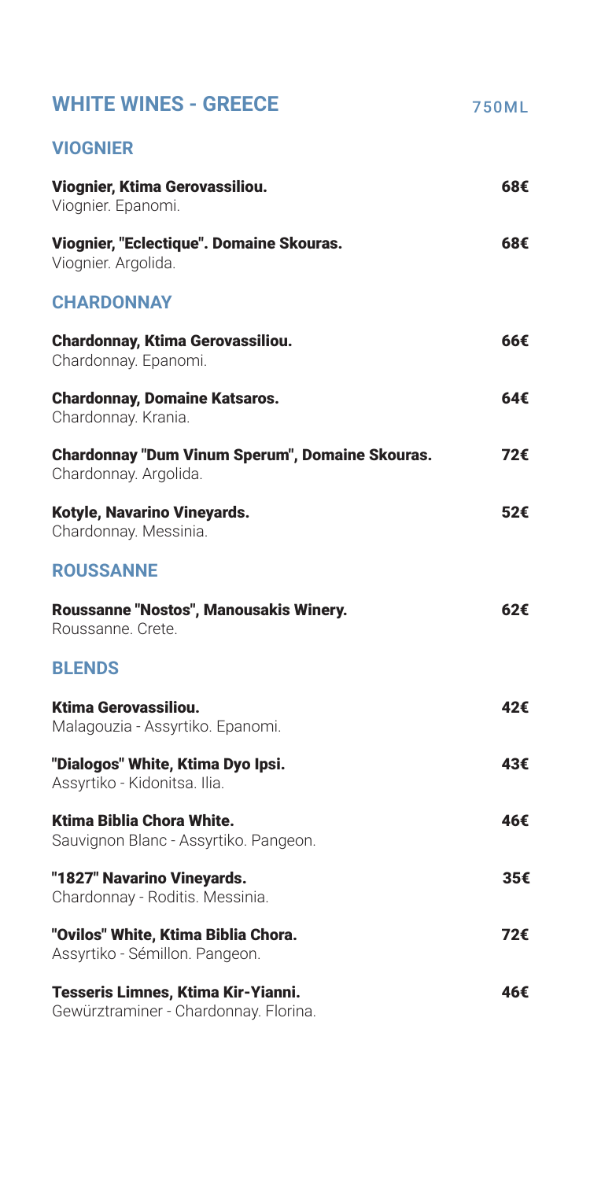## WHITE WINES - GREECE

750ML

### VIOGNIER

**Viognier, Ktima Gerovassiliou.** 68€
Viognier. Epanomi.

**Viognier, "Eclectique". Domaine Skouras.** 68€
Viognier. Argolida.

### CHARDONNAY

**Chardonnay, Ktima Gerovassiliou.** 66€
Chardonnay. Epanomi.

**Chardonnay, Domaine Katsaros.** 64€
Chardonnay. Krania.

**Chardonnay "Dum Vinum Sperum", Domaine Skouras.** 72€
Chardonnay. Argolida.

**Kotyle, Navarino Vineyards.** 52€
Chardonnay. Messinia.

### ROUSSANNE

**Roussanne "Nostos", Manousakis Winery.** 62€
Roussanne. Crete.

### BLENDS

**Ktima Gerovassiliou.** 42€
Malagouzia - Assyrtiko. Epanomi.

**"Dialogos" White, Ktima Dyo Ipsi.** 43€
Assyrtiko - Kidonitsa. Ilia.

**Ktima Biblia Chora White.** 46€
Sauvignon Blanc - Assyrtiko. Pangeon.

**"1827" Navarino Vineyards.** 35€
Chardonnay - Roditis. Messinia.

**"Ovilos" White, Ktima Biblia Chora.** 72€
Assyrtiko - Sémillon. Pangeon.

**Tesseris Limnes, Ktima Kir-Yianni.** 46€
Gewürztraminer - Chardonnay. Florina.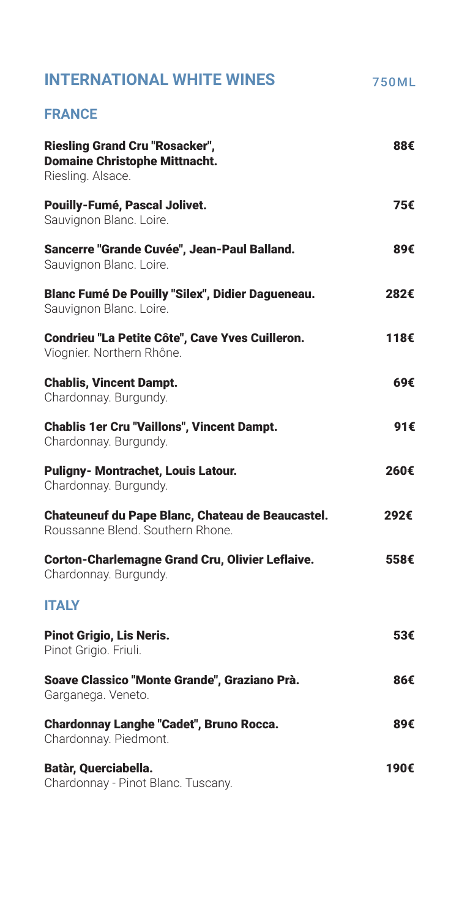## INTERNATIONAL WHITE WINES

750ML

### FRANCE

**Riesling Grand Cru "Rosacker", Domaine Christophe Mittnacht.** 88€
Riesling. Alsace.

**Pouilly-Fumé, Pascal Jolivet.** 75€
Sauvignon Blanc. Loire.

**Sancerre "Grande Cuvée", Jean-Paul Balland.** 89€
Sauvignon Blanc. Loire.

**Blanc Fumé De Pouilly "Silex", Didier Dagueneau.** 282€
Sauvignon Blanc. Loire.

**Condrieu "La Petite Côte", Cave Yves Cuilleron.** 118€
Viognier. Northern Rhône.

**Chablis, Vincent Dampt.** 69€
Chardonnay. Burgundy.

**Chablis 1er Cru "Vaillons", Vincent Dampt.** 91€
Chardonnay. Burgundy.

**Puligny- Montrachet, Louis Latour.** 260€
Chardonnay. Burgundy.

**Chateuneuf du Pape Blanc, Chateau de Beaucastel.** 292€
Roussanne Blend. Southern Rhone.

**Corton-Charlemagne Grand Cru, Olivier Leflaive.** 558€
Chardonnay. Burgundy.

### ITALY

**Pinot Grigio, Lis Neris.** 53€
Pinot Grigio. Friuli.

**Soave Classico "Monte Grande", Graziano Prà.** 86€
Garganega. Veneto.

**Chardonnay Langhe "Cadet", Bruno Rocca.** 89€
Chardonnay. Piedmont.

**Batàr, Querciabella.** 190€
Chardonnay - Pinot Blanc. Tuscany.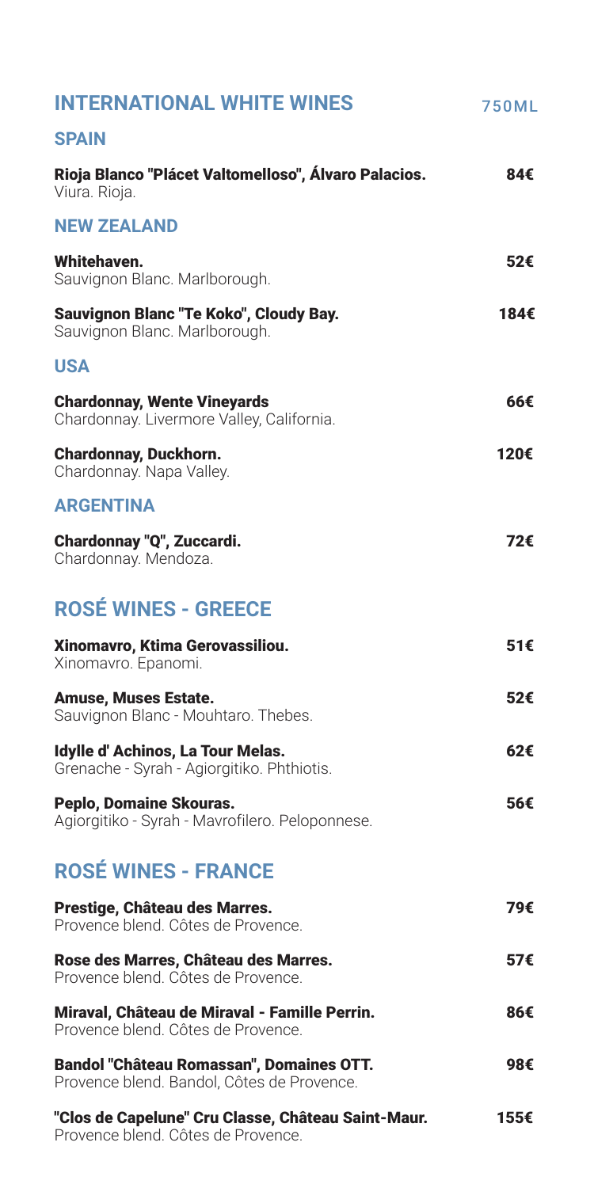## INTERNATIONAL WHITE WINES

750ML

### SPAIN

**Rioja Blanco "Plácet Valtomelloso", Álvaro Palacios.** **84€**
Viura. Rioja.

### NEW ZEALAND

**Whitehaven.** **52€**
Sauvignon Blanc. Marlborough.

**Sauvignon Blanc "Te Koko", Cloudy Bay.** **184€**
Sauvignon Blanc. Marlborough.

### USA

**Chardonnay, Wente Vineyards** **66€**
Chardonnay. Livermore Valley, California.

**Chardonnay, Duckhorn.** **120€**
Chardonnay. Napa Valley.

### ARGENTINA

**Chardonnay "Q", Zuccardi.** **72€**
Chardonnay. Mendoza.

## ROSÉ WINES - GREECE

**Xinomavro, Ktima Gerovassiliou.** **51€**
Xinomavro. Epanomi.

**Amuse, Muses Estate.** **52€**
Sauvignon Blanc - Mouhtaro. Thebes.

**Idylle d' Achinos, La Tour Melas.** **62€**
Grenache - Syrah - Agiorgitiko. Phthiotis.

**Peplo, Domaine Skouras.** **56€**
Agiorgitiko - Syrah - Mavrofilero. Peloponnese.

## ROSÉ WINES - FRANCE

**Prestige, Château des Marres.** **79€**
Provence blend. Côtes de Provence.

**Rose des Marres, Château des Marres.** **57€**
Provence blend. Côtes de Provence.

**Miraval, Château de Miraval - Famille Perrin.** **86€**
Provence blend. Côtes de Provence.

**Bandol "Château Romassan", Domaines OTT.** **98€**
Provence blend. Bandol, Côtes de Provence.

**"Clos de Capelune" Cru Classe, Château Saint-Maur.** **155€**
Provence blend. Côtes de Provence.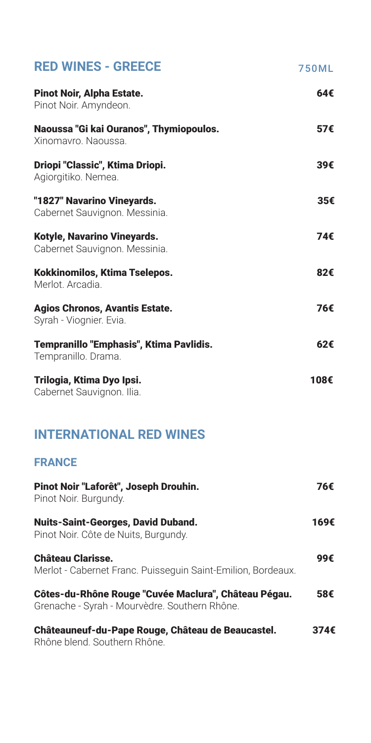## RED WINES - GREECE

750ML

**Pinot Noir, Alpha Estate.** 64€
Pinot Noir. Amyndeon.

**Naoussa "Gi kai Ouranos", Thymiopoulos.** 57€
Xinomavro. Naoussa.

**Driopi "Classic", Ktima Driopi.** 39€
Agiorgitiko. Nemea.

**"1827" Navarino Vineyards.** 35€
Cabernet Sauvignon. Messinia.

**Kotyle, Navarino Vineyards.** 74€
Cabernet Sauvignon. Messinia.

**Kokkinomilos, Ktima Tselepos.** 82€
Merlot. Arcadia.

**Agios Chronos, Avantis Estate.** 76€
Syrah - Viognier. Evia.

**Tempranillo "Emphasis", Ktima Pavlidis.** 62€
Tempranillo. Drama.

**Trilogia, Ktima Dyo Ipsi.** 108€
Cabernet Sauvignon. Ilia.

## INTERNATIONAL RED WINES

### FRANCE

**Pinot Noir "Laforêt", Joseph Drouhin.** 76€
Pinot Noir. Burgundy.

**Nuits-Saint-Georges, David Duband.** 169€
Pinot Noir. Côte de Nuits, Burgundy.

**Château Clarisse.** 99€
Merlot - Cabernet Franc. Puisseguin Saint-Emilion, Bordeaux.

**Côtes-du-Rhône Rouge "Cuvée Maclura", Château Pégau.** 58€
Grenache - Syrah - Mourvèdre. Southern Rhône.

**Châteauneuf-du-Pape Rouge, Château de Beaucastel.** 374€
Rhône blend. Southern Rhône.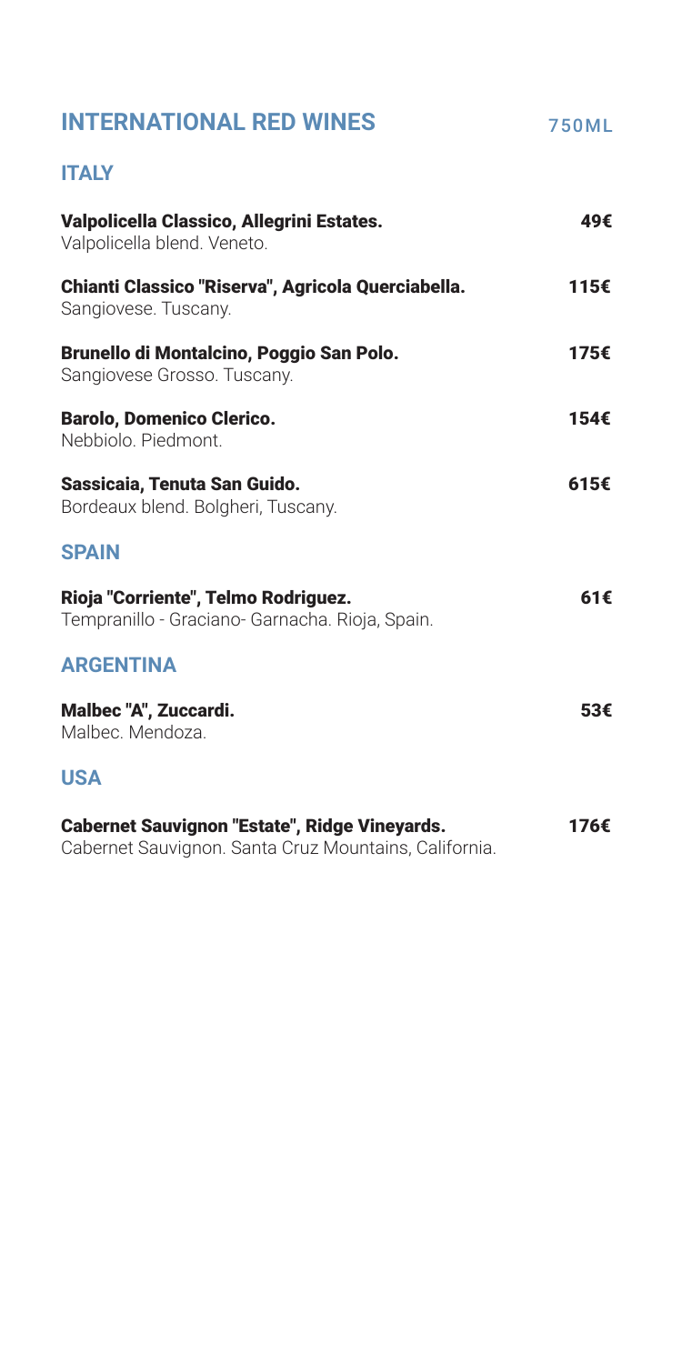## INTERNATIONAL RED WINES

750ML

### ITALY

**Valpolicella Classico, Allegrini Estates.** 49€
Valpolicella blend. Veneto.

**Chianti Classico "Riserva", Agricola Querciabella.** 115€
Sangiovese. Tuscany.

**Brunello di Montalcino, Poggio San Polo.** 175€
Sangiovese Grosso. Tuscany.

**Barolo, Domenico Clerico.** 154€
Nebbiolo. Piedmont.

**Sassicaia, Tenuta San Guido.** 615€
Bordeaux blend. Bolgheri, Tuscany.

### SPAIN

**Rioja "Corriente", Telmo Rodriguez.** 61€
Tempranillo - Graciano- Garnacha. Rioja, Spain.

### ARGENTINA

**Malbec "A", Zuccardi.** 53€
Malbec. Mendoza.

### USA

**Cabernet Sauvignon "Estate", Ridge Vineyards.** 176€
Cabernet Sauvignon. Santa Cruz Mountains, California.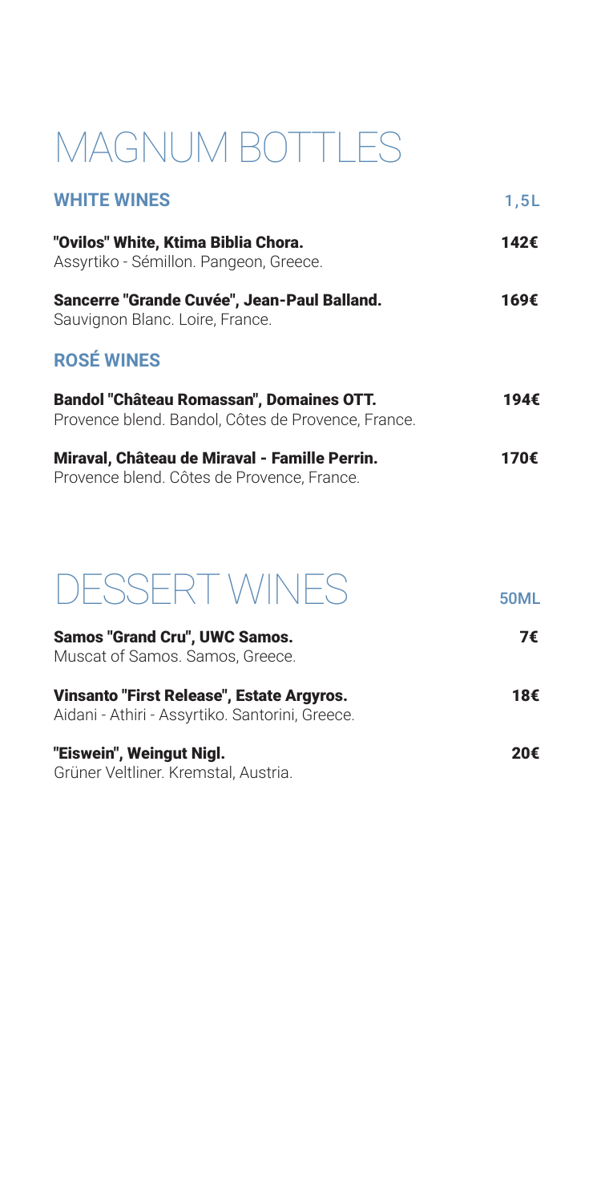# MAGNUM BOTTLES

## WHITE WINES

1,5L

**"Ovilos" White, Ktima Biblia Chora.** 142€
Assyrtiko - Sémillon. Pangeon, Greece.

**Sancerre "Grande Cuvée", Jean-Paul Balland.** 169€
Sauvignon Blanc. Loire, France.

## ROSÉ WINES

**Bandol "Château Romassan", Domaines OTT.** 194€
Provence blend. Bandol, Côtes de Provence, France.

**Miraval, Château de Miraval - Famille Perrin.** 170€
Provence blend. Côtes de Provence, France.

# DESSERT WINES

50ML

**Samos "Grand Cru", UWC Samos.** 7€
Muscat of Samos. Samos, Greece.

**Vinsanto "First Release", Estate Argyros.** 18€
Aidani - Athiri - Assyrtiko. Santorini, Greece.

**"Eiswein", Weingut Nigl.** 20€
Grüner Veltliner. Kremstal, Austria.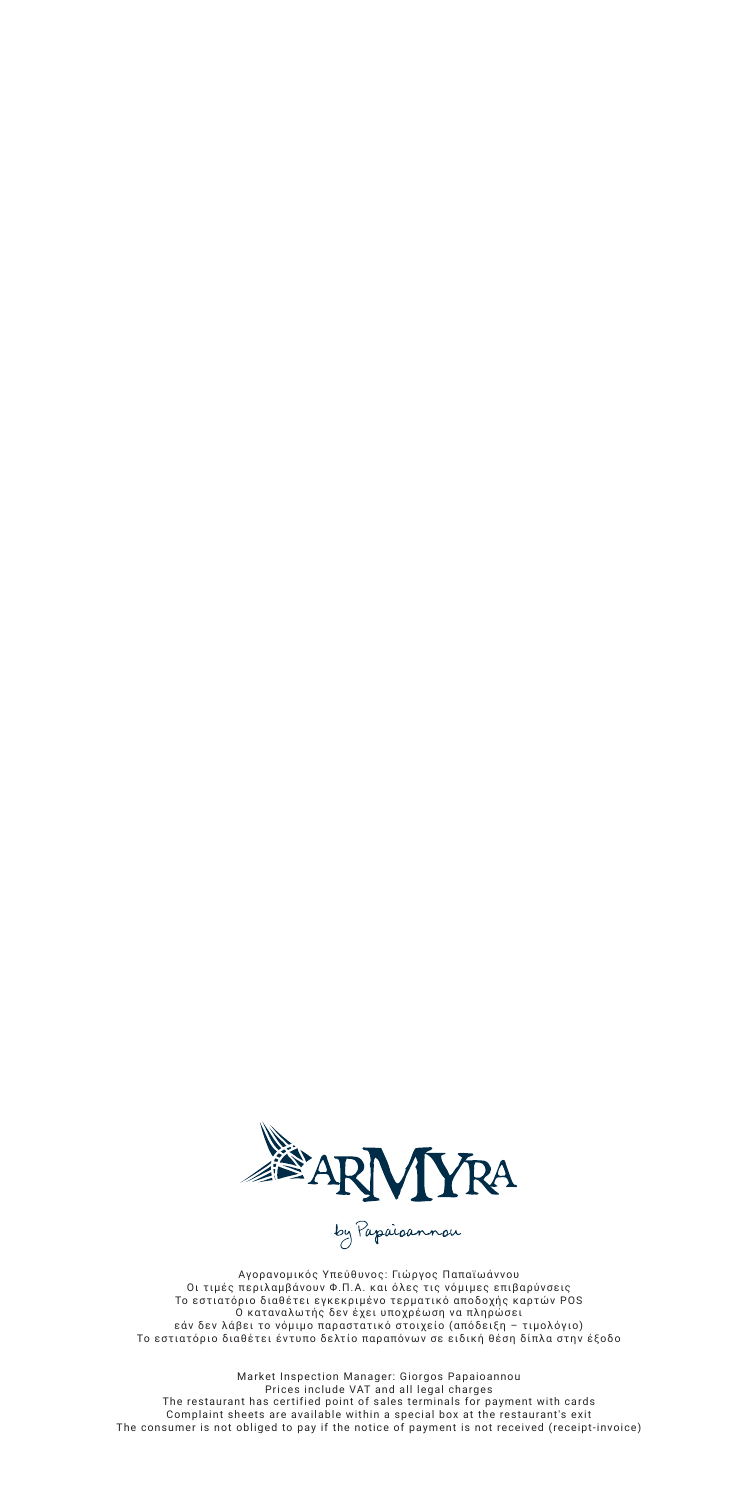ARMYRA

by Papaioannou

Αγορανομικός Υπεύθυνος: Γιώργος Παπαϊωάννου
Οι τιμές περιλαμβάνουν Φ.Π.Α. και όλες τις νόμιμες επιβαρύνσεις
Το εστιατόριο διαθέτει εγκεκριμένο τερματικό αποδοχής καρτών POS
Ο καταναλωτής δεν έχει υποχρέωση να πληρώσει
εάν δεν λάβει το νόμιμο παραστατικό στοιχείο (απόδειξη – τιμολόγιο)
Το εστιατόριο διαθέτει έντυπο δελτίο παραπόνων σε ειδική θέση δίπλα στην έξοδο

Market Inspection Manager: Giorgos Papaioannou
Prices include VAT and all legal charges
The restaurant has certified point of sales terminals for payment with cards
Complaint sheets are available within a special box at the restaurant's exit
The consumer is not obliged to pay if the notice of payment is not received (receipt-invoice)